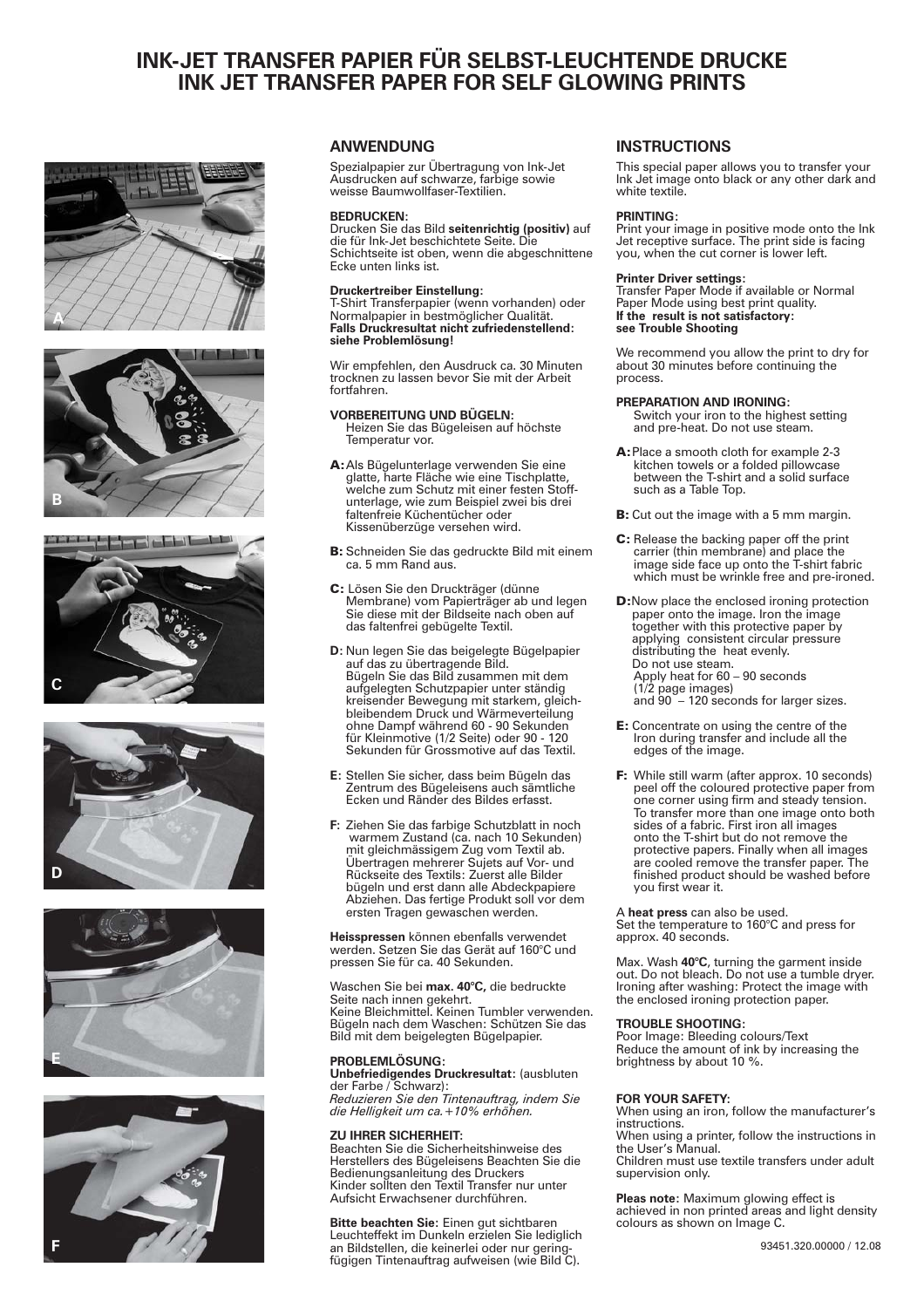# INK-JET TRANSFER PAPIER FÜR SELBST-LEUCHTENDE DRUCKE
# INK JET TRANSFER PAPER FOR SELF GLOWING PRINTS

## ANWENDUNG

Spezialpapier zur Übertragung von Ink-Jet Ausdrucken auf schwarze, farbige sowie weisse Baumwollfaser-Textilien.

**BEDRUCKEN:**
Drucken Sie das Bild **seitenrichtig (positiv)** auf die für Ink-Jet beschichtete Seite. Die Schichtseite ist oben, wenn die abgeschnittene Ecke unten links ist.

**Druckertreiber Einstellung:**
T-Shirt Transferpapier (wenn vorhanden) oder Normalpapier in bestmöglicher Qualität.
**Falls Druckresultat nicht zufriedenstellend: siehe Problemlösung!**

Wir empfehlen, den Ausdruck ca. 30 Minuten trocknen zu lassen bevor Sie mit der Arbeit fortfahren.

**VORBEREITUNG UND BÜGELN:**
Heizen Sie das Bügeleisen auf höchste Temperatur vor.

- **A:** Als Bügelunterlage verwenden Sie eine glatte, harte Fläche wie eine Tischplatte, welche zum Schutz mit einer festen Stoffunterlage, wie zum Beispiel zwei bis drei faltenfreie Küchentücher oder Kissenüberzüge versehen wird.
- **B:** Schneiden Sie das gedruckte Bild mit einem ca. 5 mm Rand aus.
- **C:** Lösen Sie den Druckträger (dünne Membrane) vom Papierträger ab und legen Sie diese mit der Bildseite nach oben auf das faltenfrei gebügelte Textil.
- **D:** Nun legen Sie das beigelegte Bügelpapier auf das zu übertragende Bild. Bügeln Sie das Bild zusammen mit dem aufgelegten Schutzpapier unter ständig kreisender Bewegung mit starkem, gleichbleibendem Druck und Wärmeverteilung ohne Dampf während 60 - 90 Sekunden für Kleinmotive (1/2 Seite) oder 90 - 120 Sekunden für Grossmotive auf das Textil.
- **E:** Stellen Sie sicher, dass beim Bügeln das Zentrum des Bügeleisens auch sämtliche Ecken und Ränder des Bildes erfasst.
- **F:** Ziehen Sie das farbige Schutzblatt in noch warmem Zustand (ca. nach 10 Sekunden) mit gleichmässigem Zug vom Textil ab. Übertragen mehrerer Sujets auf Vor- und Rückseite des Textils: Zuerst alle Bilder bügeln und erst dann alle Abdeckpapiere Abziehen. Das fertige Produkt soll vor dem ersten Tragen gewaschen werden.

**Heisspressen** können ebenfalls verwendet werden. Setzen Sie das Gerät auf 160°C und pressen Sie für ca. 40 Sekunden.

Waschen Sie bei **max. 40°C,** die bedruckte Seite nach innen gekehrt.
Keine Bleichmittel. Keinen Tumbler verwenden.
Bügeln nach dem Waschen: Schützen Sie das Bild mit dem beigelegten Bügelpapier.

**PROBLEMLÖSUNG:**
**Unbefriedigendes Druckresultat:** (ausbluten der Farbe / Schwarz):
*Reduzieren Sie den Tintenauftrag, indem Sie die Helligkeit um ca.+10% erhöhen.*

**ZU IHRER SICHERHEIT:**
Beachten Sie die Sicherheitshinweise des Herstellers des Bügeleisens Beachten Sie die Bedienungsanleitung des Druckers
Kinder sollten den Textil Transfer nur unter Aufsicht Erwachsener durchführen.

**Bitte beachten Sie:** Einen gut sichtbaren Leuchteffekt im Dunkeln erzielen Sie lediglich an Bildstellen, die keinerlei oder nur geringfügigen Tintenauftrag aufweisen (wie Bild C).

## INSTRUCTIONS

This special paper allows you to transfer your Ink Jet image onto black or any other dark and white textile.

**PRINTING:**
Print your image in positive mode onto the Ink Jet receptive surface. The print side is facing you, when the cut corner is lower left.

**Printer Driver settings:**
Transfer Paper Mode if available or Normal Paper Mode using best print quality.
**If the result is not satisfactory: see Trouble Shooting**

We recommend you allow the print to dry for about 30 minutes before continuing the process.

**PREPARATION AND IRONING:**
Switch your iron to the highest setting and pre-heat. Do not use steam.

- **A:** Place a smooth cloth for example 2-3 kitchen towels or a folded pillowcase between the T-shirt and a solid surface such as a Table Top.
- **B:** Cut out the image with a 5 mm margin.
- **C:** Release the backing paper off the print carrier (thin membrane) and place the image side face up onto the T-shirt fabric which must be wrinkle free and pre-ironed.
- **D:** Now place the enclosed ironing protection paper onto the image. Iron the image together with this protective paper by applying consistent circular pressure distributing the heat evenly. Do not use steam. Apply heat for 60 – 90 seconds (1/2 page images) and 90 – 120 seconds for larger sizes.
- **E:** Concentrate on using the centre of the Iron during transfer and include all the edges of the image.
- **F:** While still warm (after approx. 10 seconds) peel off the coloured protective paper from one corner using firm and steady tension. To transfer more than one image onto both sides of a fabric. First iron all images onto the T-shirt but do not remove the protective papers. Finally when all images are cooled remove the transfer paper. The finished product should be washed before you first wear it.

A **heat press** can also be used.
Set the temperature to 160°C and press for approx. 40 seconds.

Max. Wash **40°C**, turning the garment inside out. Do not bleach. Do not use a tumble dryer. Ironing after washing: Protect the image with the enclosed ironing protection paper.

**TROUBLE SHOOTING:**
Poor Image: Bleeding colours/Text
Reduce the amount of ink by increasing the brightness by about 10 %.

**FOR YOUR SAFETY:**
When using an iron, follow the manufacturer's instructions.
When using a printer, follow the instructions in the User's Manual.
Children must use textile transfers under adult supervision only.

**Pleas note:** Maximum glowing effect is achieved in non printed areas and light density colours as shown on Image C.

93451.320.00000 / 12.08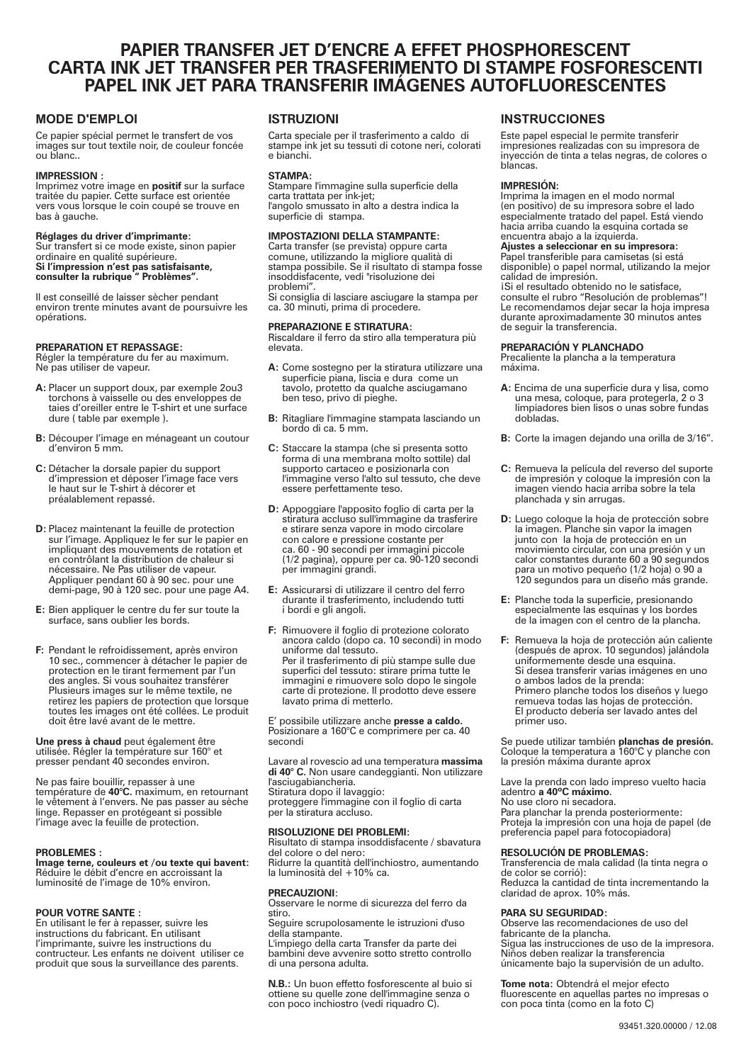# PAPIER TRANSFER JET D'ENCRE A EFFET PHOSPHORESCENT
# CARTA INK JET TRANSFER PER TRASFERIMENTO DI STAMPE FOSFORESCENTI
# PAPEL INK JET PARA TRANSFERIR IMÁGENES AUTOFLUORESCENTES

## MODE D'EMPLOI

Ce papier spécial permet le transfert de vos images sur tout textile noir, de couleur foncée ou blanc..

**IMPRESSION :**
Imprimez votre image en **positif** sur la surface traitée du papier. Cette surface est orientée vers vous lorsque le coin coupé se trouve en bas à gauche.

**Réglages du driver d'imprimante:**
Sur transfert si ce mode existe, sinon papier ordinaire en qualité supérieure.
**Si l'impression n'est pas satisfaisante, consulter la rubrique " Problèmes".**

Il est conseillé de laisser sècher pendant environ trente minutes avant de poursuivre les opérations.

**PREPARATION ET REPASSAGE:**
Régler la température du fer au maximum. Ne pas utiliser de vapeur.

- **A:** Placer un support doux, par exemple 2ou3 torchons à vaisselle ou des enveloppes de taies d'oreiller entre le T-shirt et une surface dure ( table par exemple ).
- **B:** Découper l'image en ménageant un coutour d'environ 5 mm.
- **C:** Détacher la dorsale papier du support d'impression et déposer l'image face vers le haut sur le T-shirt à décorer et préalablement repassé.
- **D:** Placez maintenant la feuille de protection sur l'image. Appliquez le fer sur le papier en impliquant des mouvements de rotation et en contrôlant la distribution de chaleur si nécessaire. Ne Pas utiliser de vapeur. Appliquer pendant 60 à 90 sec. pour une demi-page, 90 à 120 sec. pour une page A4.
- **E:** Bien appliquer le centre du fer sur toute la surface, sans oublier les bords.
- **F:** Pendant le refroidissement, après environ 10 sec., commencer à détacher le papier de protection en le tirant fermement par l'un des angles. Si vous souhaitez transférer Plusieurs images sur le même textile, ne retirez les papiers de protection que lorsque toutes les images ont été collées. Le produit doit être lavé avant de le mettre.

**Une press à chaud** peut également être utilisée. Régler la température sur 160° et presser pendant 40 secondes environ.

Ne pas faire bouillir, repasser à une température de **40°C.** maximum, en retournant le vêtement à l'envers. Ne pas passer au sèche linge. Repasser en protégeant si possible l'image avec la feuille de protection.

**PROBLEMES :**
**Image terne, couleurs et /ou texte qui bavent:** Réduire le débit d'encre en accroissant la luminosité de l'image de 10% environ.

**POUR VOTRE SANTE :**
En utilisant le fer à repasser, suivre les instructions du fabricant. En utilisant l'imprimante, suivre les instructions du contructeur. Les enfants ne doivent utiliser ce produit que sous la surveillance des parents.

## ISTRUZIONI

Carta speciale per il trasferimento a caldo di stampe ink jet su tessuti di cotone neri, colorati e bianchi.

**STAMPA:**
Stampare l'immagine sulla superficie della carta trattata per ink-jet;
l'angolo smussato in alto a destra indica la superficie di stampa.

**IMPOSTAZIONI DELLA STAMPANTE:**
Carta transfer (se prevista) oppure carta comune, utilizzando la migliore qualità di stampa possibile. Se il risultato di stampa fosse insoddisfacente, vedi "risoluzione dei problemi".
Si consiglia di lasciare asciugare la stampa per ca. 30 minuti, prima di procedere.

**PREPARAZIONE E STIRATURA:**
Riscaldare il ferro da stiro alla temperatura più elevata.

- **A:** Come sostegno per la stiratura utilizzare una superficie piana, liscia e dura come un tavolo, protetto da qualche asciugamano ben teso, privo di pieghe.
- **B:** Ritagliare l'immagine stampata lasciando un bordo di ca. 5 mm.
- **C:** Staccare la stampa (che si presenta sotto forma di una membrana molto sottile) dal supporto cartaceo e posizionarla con l'immagine verso l'alto sul tessuto, che deve essere perfettamente teso.
- **D:** Appoggiare l'apposito foglio di carta per la stiratura accluso sull'immagine da trasferire e stirare senza vapore in modo circolare con calore e pressione costante per ca. 60 - 90 secondi per immagini piccole (1/2 pagina), oppure per ca. 90-120 secondi per immagini grandi.
- **E:** Assicurarsi di utilizzare il centro del ferro durante il trasferimento, includendo tutti i bordi e gli angoli.
- **F:** Rimuovere il foglio di protezione colorato ancora caldo (dopo ca. 10 secondi) in modo uniforme dal tessuto.
  Per il trasferimento di più stampe sulle due superfici del tessuto: stirare prima tutte le immagini e rimuovere solo dopo le singole carte di protezione. Il prodotto deve essere lavato prima di metterlo.

E' possibile utilizzare anche **presse a caldo.** Posizionare a 160°C e comprimere per ca. 40 secondi

Lavare al rovescio ad una temperatura **massima di 40° C.** Non usare candeggianti. Non utilizzare l'asciugabiancheria.
Stiratura dopo il lavaggio:
proteggere l'immagine con il foglio di carta per la stiratura accluso.

**RISOLUZIONE DEI PROBLEMI:**
Risultato di stampa insoddisfacente / sbavatura del colore o del nero:
Ridurre la quantità dell'inchiostro, aumentando la luminosità del +10% ca.

**PRECAUZIONI:**
Osservare le norme di sicurezza del ferro da stiro.
Seguire scrupolosamente le istruzioni d'uso della stampante.
L'impiego della carta Transfer da parte dei bambini deve avvenire sotto stretto controllo di una persona adulta.

**N.B.:** Un buon effetto fosforescente al buio si ottiene su quelle zone dell'immagine senza o con poco inchiostro (vedi riquadro C).

## INSTRUCCIONES

Este papel especial le permite transferir impresiones realizadas con su impresora de inyección de tinta a telas negras, de colores o blancas.

**IMPRESIÓN:**
Imprima la imagen en el modo normal (en positivo) de su impresora sobre el lado especialmente tratado del papel. Está viendo hacia arriba cuando la esquina cortada se encuentra abajo a la izquierda.
**Ajustes a seleccionar en su impresora:**
Papel transferible para camisetas (si está disponible) o papel normal, utilizando la mejor calidad de impresión.
¡Si el resultado obtenido no le satisface, consulte el rubro "Resolución de problemas"!
Le recomendamos dejar secar la hoja impresa durante aproximadamente 30 minutos antes de seguir la transferencia.

**PREPARACIÓN Y PLANCHADO**
Precaliente la plancha a la temperatura máxima.

- **A:** Encima de una superficie dura y lisa, como una mesa, coloque, para protegerla, 2 o 3 limpiadores bien lisos o unas sobre fundas dobladas.
- **B:** Corte la imagen dejando una orilla de 3/16".
- **C:** Remueva la película del reverso del suporte de impresión y coloque la impresión con la imagen viendo hacia arriba sobre la tela planchada y sin arrugas.
- **D:** Luego coloque la hoja de protección sobre la imagen. Planche sin vapor la imagen junto con la hoja de protección en un movimiento circular, con una presión y un calor constantes durante 60 a 90 segundos para un motivo pequeño (1/2 hoja) o 90 a 120 segundos para un diseño más grande.
- **E:** Planche toda la superficie, presionando especialmente las esquinas y los bordes de la imagen con el centro de la plancha.
- **F:** Remueva la hoja de protección aún caliente (después de aprox. 10 segundos) jalándola uniformemente desde una esquina.
  Si desea transferir varias imágenes en uno o ambos lados de la prenda:
  Primero planche todos los diseños y luego remueva todas las hojas de protección.
  El producto debería ser lavado antes del primer uso.

Se puede utilizar también **planchas de presión.** Coloque la temperatura a 160°C y planche con la presión máxima durante aprox

Lave la prenda con lado impreso vuelto hacia adentro **a 40ºC máximo.**
No use cloro ni secadora.
Para planchar la prenda posteriormente:
Proteja la impresión con una hoja de papel (de preferencia papel para fotocopiadora)

**RESOLUCIÓN DE PROBLEMAS:**
Transferencia de mala calidad (la tinta negra o de color se corrió):
Reduzca la cantidad de tinta incrementando la claridad de aprox. 10% más.

**PARA SU SEGURIDAD:**
Observe las recomendaciones de uso del fabricante de la plancha.
Sigua las instrucciones de uso de la impresora.
Niños deben realizar la transferencia únicamente bajo la supervisión de un adulto.

**Tome nota:** Obtendrá el mejor efecto fluorescente en aquellas partes no impresas o con poca tinta (como en la foto C)

93451.320.00000 / 12.08